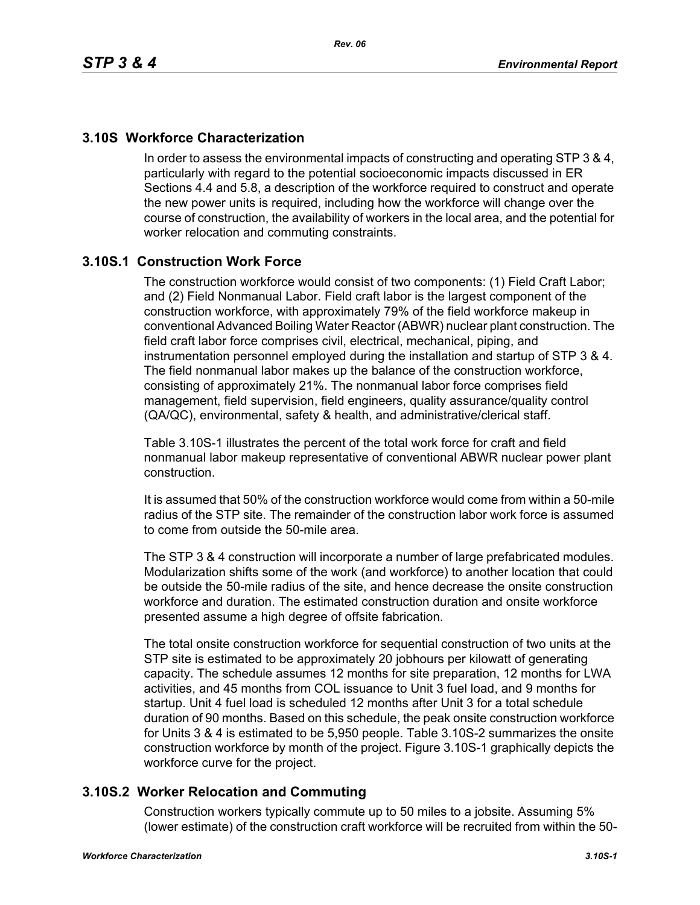## 3.10S Workforce Characterization

In order to assess the environmental impacts of constructing and operating STP 3 & 4, particularly with regard to the potential socioeconomic impacts discussed in ER Sections 4.4 and 5.8, a description of the workforce required to construct and operate the new power units is required, including how the workforce will change over the course of construction, the availability of workers in the local area, and the potential for worker relocation and commuting constraints.

### 3.10S.1 Construction Work Force

The construction workforce would consist of two components: (1) Field Craft Labor; and (2) Field Nonmanual Labor. Field craft labor is the largest component of the construction workforce, with approximately 79% of the field workforce makeup in conventional Advanced Boiling Water Reactor (ABWR) nuclear plant construction. The field craft labor force comprises civil, electrical, mechanical, piping, and instrumentation personnel employed during the installation and startup of STP 3 & 4. The field nonmanual labor makes up the balance of the construction workforce, consisting of approximately 21%. The nonmanual labor force comprises field management, field supervision, field engineers, quality assurance/quality control (QA/QC), environmental, safety & health, and administrative/clerical staff.

Table 3.10S-1 illustrates the percent of the total work force for craft and field nonmanual labor makeup representative of conventional ABWR nuclear power plant construction.

It is assumed that 50% of the construction workforce would come from within a 50-mile radius of the STP site. The remainder of the construction labor work force is assumed to come from outside the 50-mile area.

The STP 3 & 4 construction will incorporate a number of large prefabricated modules. Modularization shifts some of the work (and workforce) to another location that could be outside the 50-mile radius of the site, and hence decrease the onsite construction workforce and duration. The estimated construction duration and onsite workforce presented assume a high degree of offsite fabrication.

The total onsite construction workforce for sequential construction of two units at the STP site is estimated to be approximately 20 jobhours per kilowatt of generating capacity. The schedule assumes 12 months for site preparation, 12 months for LWA activities, and 45 months from COL issuance to Unit 3 fuel load, and 9 months for startup. Unit 4 fuel load is scheduled 12 months after Unit 3 for a total schedule duration of 90 months. Based on this schedule, the peak onsite construction workforce for Units 3 & 4 is estimated to be 5,950 people. Table 3.10S-2 summarizes the onsite construction workforce by month of the project. Figure 3.10S-1 graphically depicts the workforce curve for the project.

### 3.10S.2 Worker Relocation and Commuting

Construction workers typically commute up to 50 miles to a jobsite. Assuming 5% (lower estimate) of the construction craft workforce will be recruited from within the 50-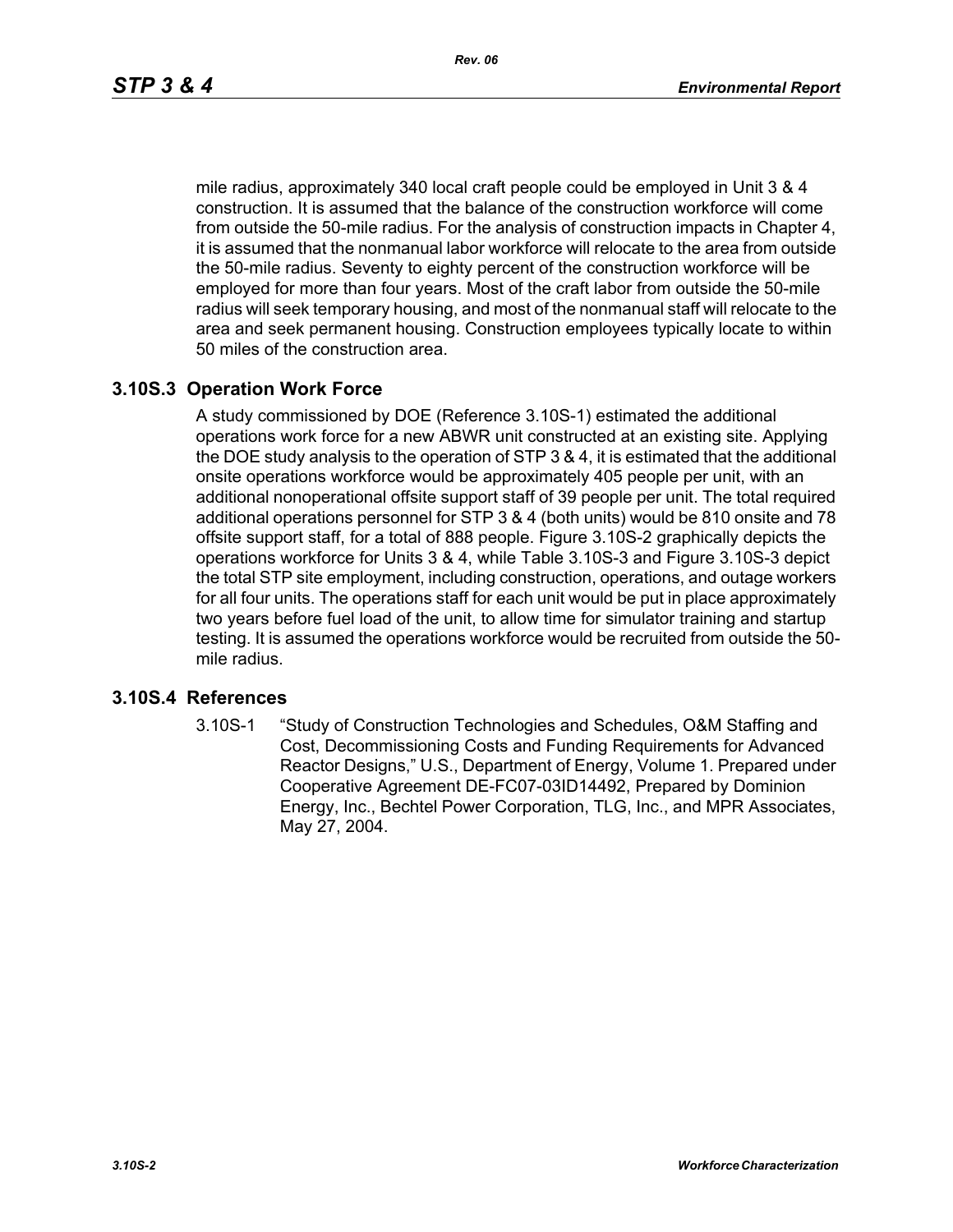mile radius, approximately 340 local craft people could be employed in Unit 3 & 4 construction. It is assumed that the balance of the construction workforce will come from outside the 50-mile radius. For the analysis of construction impacts in Chapter 4, it is assumed that the nonmanual labor workforce will relocate to the area from outside the 50-mile radius. Seventy to eighty percent of the construction workforce will be employed for more than four years. Most of the craft labor from outside the 50-mile radius will seek temporary housing, and most of the nonmanual staff will relocate to the area and seek permanent housing. Construction employees typically locate to within 50 miles of the construction area.

## 3.10S.3 Operation Work Force

A study commissioned by DOE (Reference 3.10S-1) estimated the additional operations work force for a new ABWR unit constructed at an existing site. Applying the DOE study analysis to the operation of STP 3 & 4, it is estimated that the additional onsite operations workforce would be approximately 405 people per unit, with an additional nonoperational offsite support staff of 39 people per unit. The total required additional operations personnel for STP 3 & 4 (both units) would be 810 onsite and 78 offsite support staff, for a total of 888 people. Figure 3.10S-2 graphically depicts the operations workforce for Units 3 & 4, while Table 3.10S-3 and Figure 3.10S-3 depict the total STP site employment, including construction, operations, and outage workers for all four units. The operations staff for each unit would be put in place approximately two years before fuel load of the unit, to allow time for simulator training and startup testing. It is assumed the operations workforce would be recruited from outside the 50-mile radius.

## 3.10S.4 References

3.10S-1 "Study of Construction Technologies and Schedules, O&M Staffing and Cost, Decommissioning Costs and Funding Requirements for Advanced Reactor Designs," U.S., Department of Energy, Volume 1. Prepared under Cooperative Agreement DE-FC07-03ID14492, Prepared by Dominion Energy, Inc., Bechtel Power Corporation, TLG, Inc., and MPR Associates, May 27, 2004.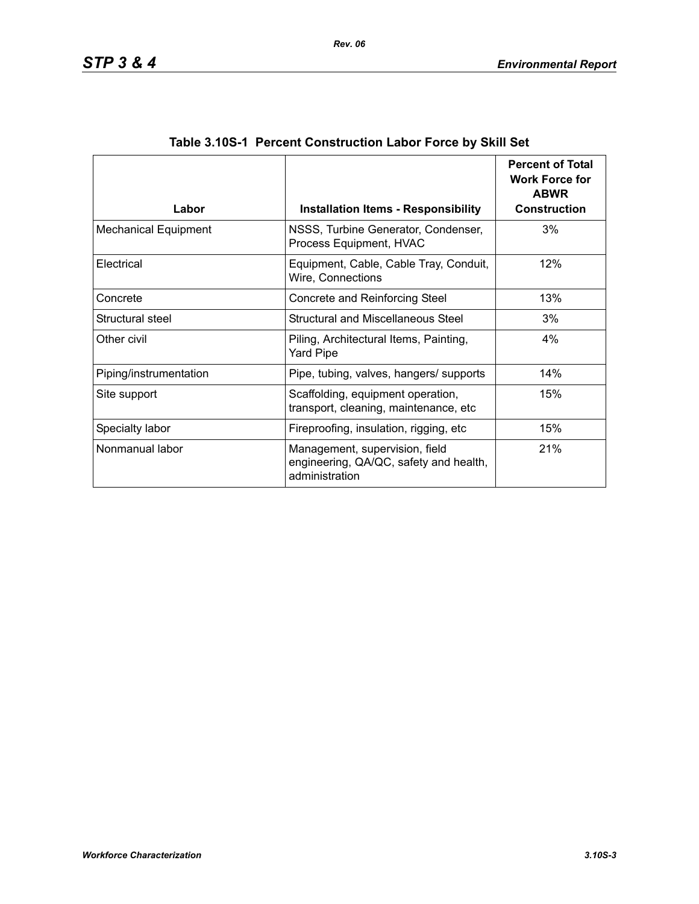**Table 3.10S-1 Percent Construction Labor Force by Skill Set**

| Labor | Installation Items - Responsibility | Percent of Total Work Force for ABWR Construction |
|---|---|---|
| Mechanical Equipment | NSSS, Turbine Generator, Condenser, Process Equipment, HVAC | 3% |
| Electrical | Equipment, Cable, Cable Tray, Conduit, Wire, Connections | 12% |
| Concrete | Concrete and Reinforcing Steel | 13% |
| Structural steel | Structural and Miscellaneous Steel | 3% |
| Other civil | Piling, Architectural Items, Painting, Yard Pipe | 4% |
| Piping/instrumentation | Pipe, tubing, valves, hangers/ supports | 14% |
| Site support | Scaffolding, equipment operation, transport, cleaning, maintenance, etc | 15% |
| Specialty labor | Fireproofing, insulation, rigging, etc | 15% |
| Nonmanual labor | Management, supervision, field engineering, QA/QC, safety and health, administration | 21% |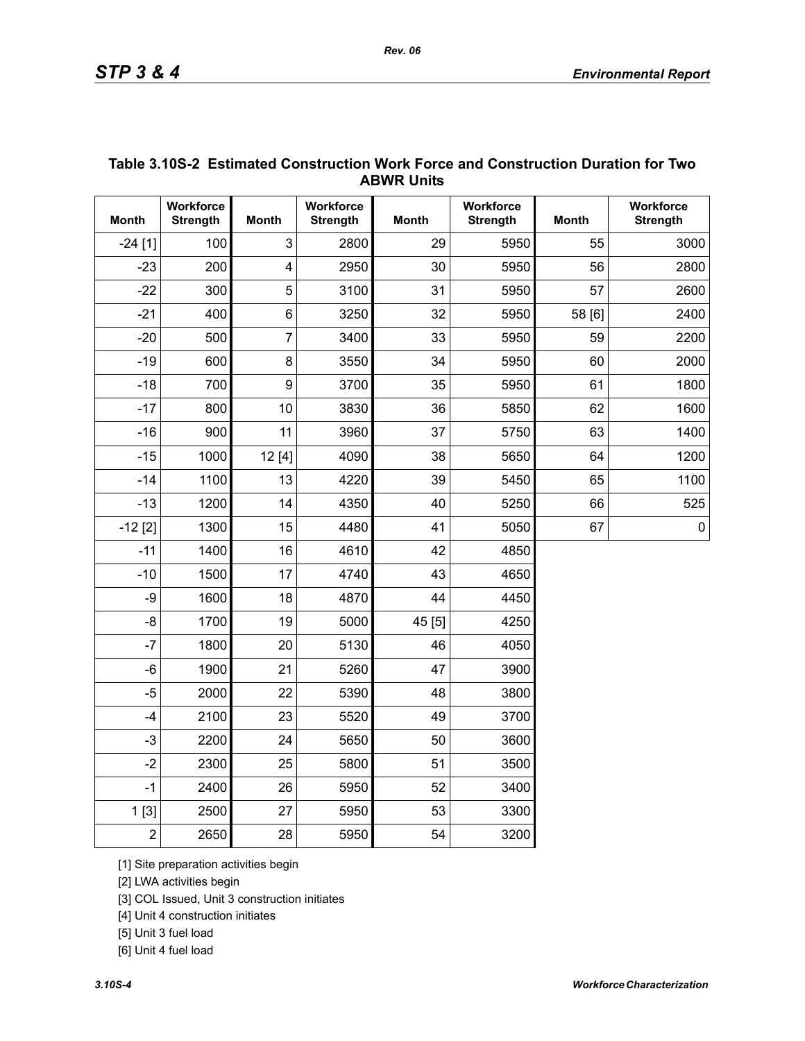**Table 3.10S-2 Estimated Construction Work Force and Construction Duration for Two ABWR Units**

| Month | Workforce Strength | Month | Workforce Strength | Month | Workforce Strength | Month | Workforce Strength |
|---|---|---|---|---|---|---|---|
| -24 [1] | 100 | 3 | 2800 | 29 | 5950 | 55 | 3000 |
| -23 | 200 | 4 | 2950 | 30 | 5950 | 56 | 2800 |
| -22 | 300 | 5 | 3100 | 31 | 5950 | 57 | 2600 |
| -21 | 400 | 6 | 3250 | 32 | 5950 | 58 [6] | 2400 |
| -20 | 500 | 7 | 3400 | 33 | 5950 | 59 | 2200 |
| -19 | 600 | 8 | 3550 | 34 | 5950 | 60 | 2000 |
| -18 | 700 | 9 | 3700 | 35 | 5950 | 61 | 1800 |
| -17 | 800 | 10 | 3830 | 36 | 5850 | 62 | 1600 |
| -16 | 900 | 11 | 3960 | 37 | 5750 | 63 | 1400 |
| -15 | 1000 | 12 [4] | 4090 | 38 | 5650 | 64 | 1200 |
| -14 | 1100 | 13 | 4220 | 39 | 5450 | 65 | 1100 |
| -13 | 1200 | 14 | 4350 | 40 | 5250 | 66 | 525 |
| -12 [2] | 1300 | 15 | 4480 | 41 | 5050 | 67 | 0 |
| -11 | 1400 | 16 | 4610 | 42 | 4850 | | |
| -10 | 1500 | 17 | 4740 | 43 | 4650 | | |
| -9 | 1600 | 18 | 4870 | 44 | 4450 | | |
| -8 | 1700 | 19 | 5000 | 45 [5] | 4250 | | |
| -7 | 1800 | 20 | 5130 | 46 | 4050 | | |
| -6 | 1900 | 21 | 5260 | 47 | 3900 | | |
| -5 | 2000 | 22 | 5390 | 48 | 3800 | | |
| -4 | 2100 | 23 | 5520 | 49 | 3700 | | |
| -3 | 2200 | 24 | 5650 | 50 | 3600 | | |
| -2 | 2300 | 25 | 5800 | 51 | 3500 | | |
| -1 | 2400 | 26 | 5950 | 52 | 3400 | | |
| 1 [3] | 2500 | 27 | 5950 | 53 | 3300 | | |
| 2 | 2650 | 28 | 5950 | 54 | 3200 | | |

[1] Site preparation activities begin

[2] LWA activities begin

[3] COL Issued, Unit 3 construction initiates

[4] Unit 4 construction initiates

[5] Unit 3 fuel load

[6] Unit 4 fuel load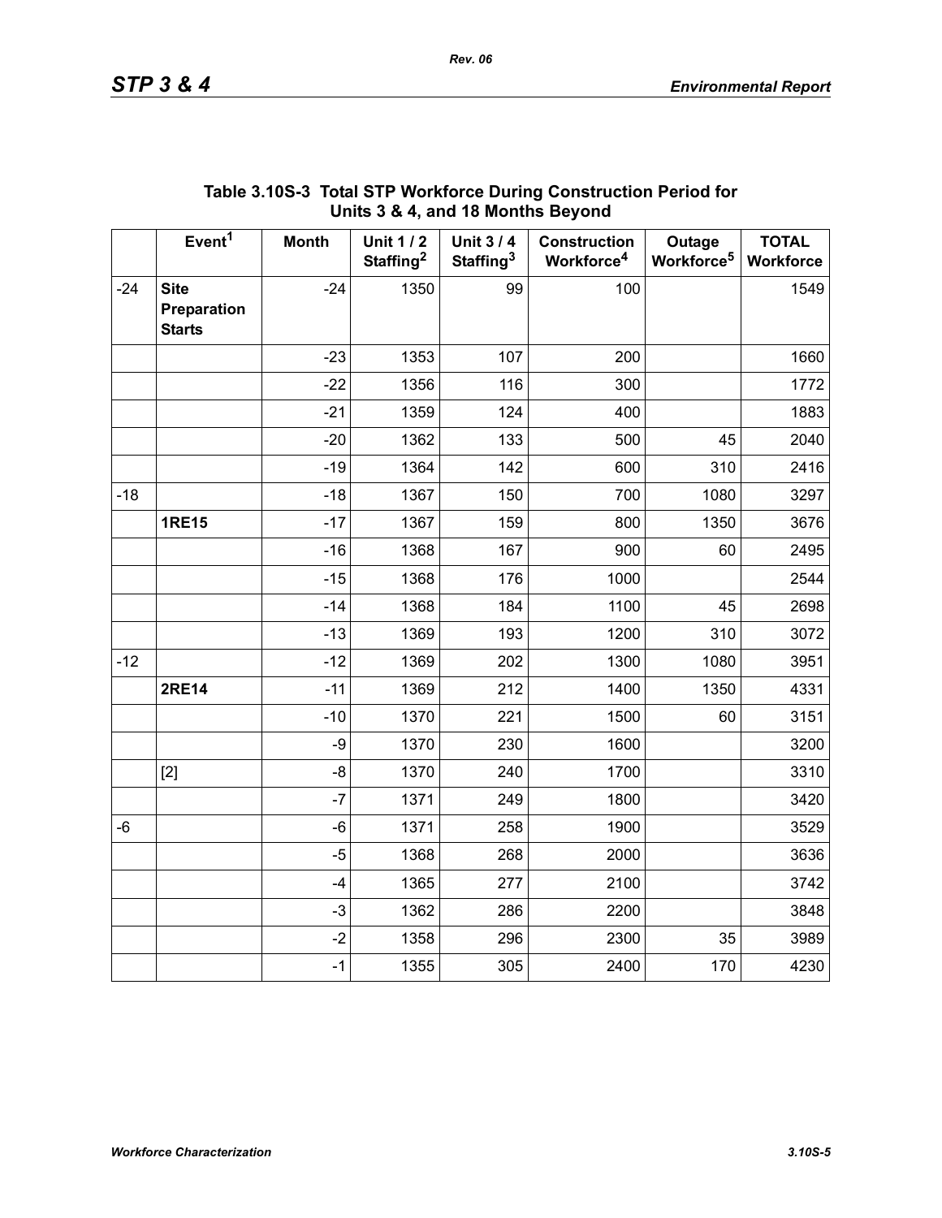**Table 3.10S-3 Total STP Workforce During Construction Period for Units 3 & 4, and 18 Months Beyond**

| | Event[1] | Month | Unit 1 / 2 Staffing[2] | Unit 3 / 4 Staffing[3] | Construction Workforce[4] | Outage Workforce[5] | TOTAL Workforce |
|---|---|---|---|---|---|---|---|
| -24 | **Site Preparation Starts** | -24 | 1350 | 99 | 100 | | 1549 |
| | | -23 | 1353 | 107 | 200 | | 1660 |
| | | -22 | 1356 | 116 | 300 | | 1772 |
| | | -21 | 1359 | 124 | 400 | | 1883 |
| | | -20 | 1362 | 133 | 500 | 45 | 2040 |
| | | -19 | 1364 | 142 | 600 | 310 | 2416 |
| -18 | | -18 | 1367 | 150 | 700 | 1080 | 3297 |
| | **1RE15** | -17 | 1367 | 159 | 800 | 1350 | 3676 |
| | | -16 | 1368 | 167 | 900 | 60 | 2495 |
| | | -15 | 1368 | 176 | 1000 | | 2544 |
| | | -14 | 1368 | 184 | 1100 | 45 | 2698 |
| | | -13 | 1369 | 193 | 1200 | 310 | 3072 |
| -12 | | -12 | 1369 | 202 | 1300 | 1080 | 3951 |
| | **2RE14** | -11 | 1369 | 212 | 1400 | 1350 | 4331 |
| | | -10 | 1370 | 221 | 1500 | 60 | 3151 |
| | | -9 | 1370 | 230 | 1600 | | 3200 |
| | [2] | -8 | 1370 | 240 | 1700 | | 3310 |
| | | -7 | 1371 | 249 | 1800 | | 3420 |
| -6 | | -6 | 1371 | 258 | 1900 | | 3529 |
| | | -5 | 1368 | 268 | 2000 | | 3636 |
| | | -4 | 1365 | 277 | 2100 | | 3742 |
| | | -3 | 1362 | 286 | 2200 | | 3848 |
| | | -2 | 1358 | 296 | 2300 | 35 | 3989 |
| | | -1 | 1355 | 305 | 2400 | 170 | 4230 |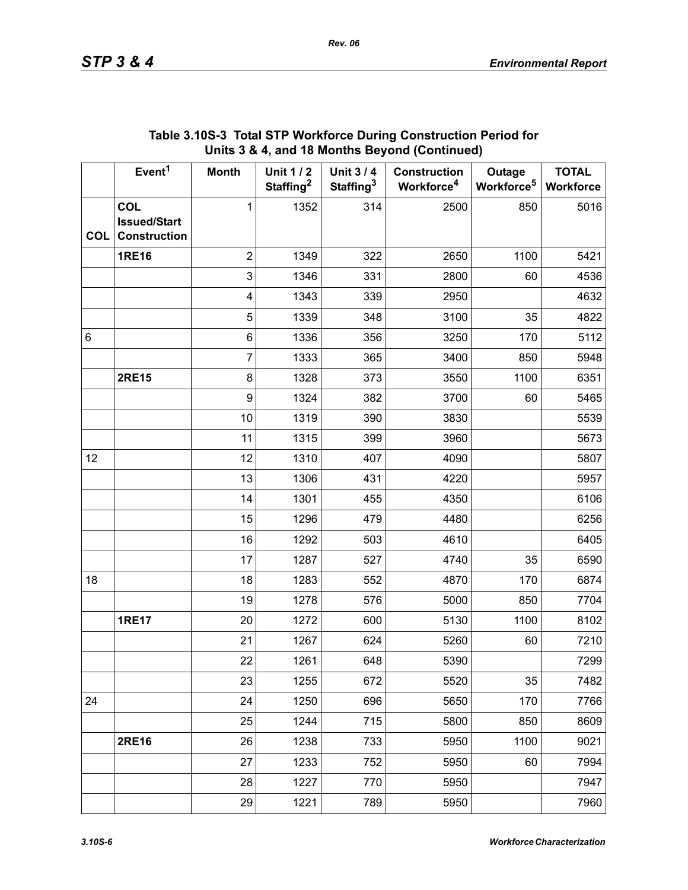### Table 3.10S-3 Total STP Workforce During Construction Period for Units 3 & 4, and 18 Months Beyond (Continued)

| | Event[1] | Month | Unit 1 / 2 Staffing[2] | Unit 3 / 4 Staffing[3] | Construction Workforce[4] | Outage Workforce[5] | TOTAL Workforce |
|---|---|---|---|---|---|---|---|
| COL | **COL Issued/Start Construction** | 1 | 1352 | 314 | 2500 | 850 | 5016 |
| | **1RE16** | 2 | 1349 | 322 | 2650 | 1100 | 5421 |
| | | 3 | 1346 | 331 | 2800 | 60 | 4536 |
| | | 4 | 1343 | 339 | 2950 | | 4632 |
| | | 5 | 1339 | 348 | 3100 | 35 | 4822 |
| 6 | | 6 | 1336 | 356 | 3250 | 170 | 5112 |
| | | 7 | 1333 | 365 | 3400 | 850 | 5948 |
| | **2RE15** | 8 | 1328 | 373 | 3550 | 1100 | 6351 |
| | | 9 | 1324 | 382 | 3700 | 60 | 5465 |
| | | 10 | 1319 | 390 | 3830 | | 5539 |
| | | 11 | 1315 | 399 | 3960 | | 5673 |
| 12 | | 12 | 1310 | 407 | 4090 | | 5807 |
| | | 13 | 1306 | 431 | 4220 | | 5957 |
| | | 14 | 1301 | 455 | 4350 | | 6106 |
| | | 15 | 1296 | 479 | 4480 | | 6256 |
| | | 16 | 1292 | 503 | 4610 | | 6405 |
| | | 17 | 1287 | 527 | 4740 | 35 | 6590 |
| 18 | | 18 | 1283 | 552 | 4870 | 170 | 6874 |
| | | 19 | 1278 | 576 | 5000 | 850 | 7704 |
| | **1RE17** | 20 | 1272 | 600 | 5130 | 1100 | 8102 |
| | | 21 | 1267 | 624 | 5260 | 60 | 7210 |
| | | 22 | 1261 | 648 | 5390 | | 7299 |
| | | 23 | 1255 | 672 | 5520 | 35 | 7482 |
| 24 | | 24 | 1250 | 696 | 5650 | 170 | 7766 |
| | | 25 | 1244 | 715 | 5800 | 850 | 8609 |
| | **2RE16** | 26 | 1238 | 733 | 5950 | 1100 | 9021 |
| | | 27 | 1233 | 752 | 5950 | 60 | 7994 |
| | | 28 | 1227 | 770 | 5950 | | 7947 |
| | | 29 | 1221 | 789 | 5950 | | 7960 |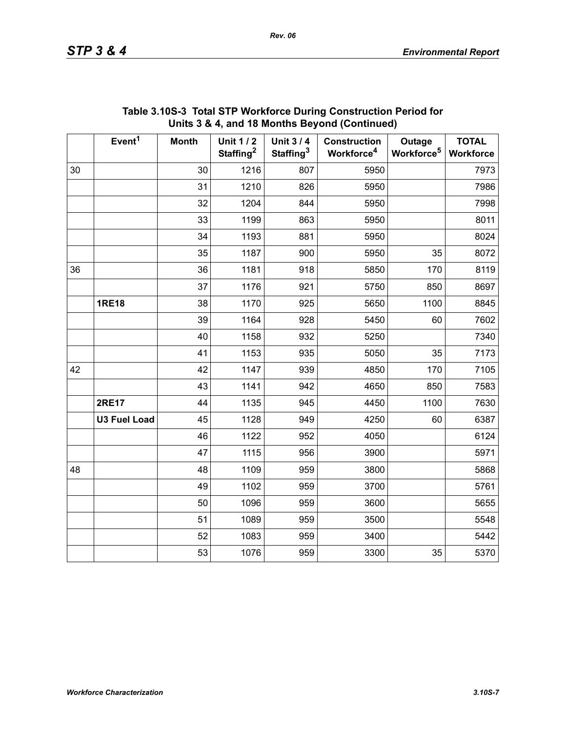### Table 3.10S-3 Total STP Workforce During Construction Period for Units 3 & 4, and 18 Months Beyond (Continued)

| | Event[1] | Month | Unit 1 / 2 Staffing[2] | Unit 3 / 4 Staffing[3] | Construction Workforce[4] | Outage Workforce[5] | TOTAL Workforce |
|---|---|---|---|---|---|---|---|
| 30 | | 30 | 1216 | 807 | 5950 | | 7973 |
| | | 31 | 1210 | 826 | 5950 | | 7986 |
| | | 32 | 1204 | 844 | 5950 | | 7998 |
| | | 33 | 1199 | 863 | 5950 | | 8011 |
| | | 34 | 1193 | 881 | 5950 | | 8024 |
| | | 35 | 1187 | 900 | 5950 | 35 | 8072 |
| 36 | | 36 | 1181 | 918 | 5850 | 170 | 8119 |
| | | 37 | 1176 | 921 | 5750 | 850 | 8697 |
| | **1RE18** | 38 | 1170 | 925 | 5650 | 1100 | 8845 |
| | | 39 | 1164 | 928 | 5450 | 60 | 7602 |
| | | 40 | 1158 | 932 | 5250 | | 7340 |
| | | 41 | 1153 | 935 | 5050 | 35 | 7173 |
| 42 | | 42 | 1147 | 939 | 4850 | 170 | 7105 |
| | | 43 | 1141 | 942 | 4650 | 850 | 7583 |
| | **2RE17** | 44 | 1135 | 945 | 4450 | 1100 | 7630 |
| | **U3 Fuel Load** | 45 | 1128 | 949 | 4250 | 60 | 6387 |
| | | 46 | 1122 | 952 | 4050 | | 6124 |
| | | 47 | 1115 | 956 | 3900 | | 5971 |
| 48 | | 48 | 1109 | 959 | 3800 | | 5868 |
| | | 49 | 1102 | 959 | 3700 | | 5761 |
| | | 50 | 1096 | 959 | 3600 | | 5655 |
| | | 51 | 1089 | 959 | 3500 | | 5548 |
| | | 52 | 1083 | 959 | 3400 | | 5442 |
| | | 53 | 1076 | 959 | 3300 | 35 | 5370 |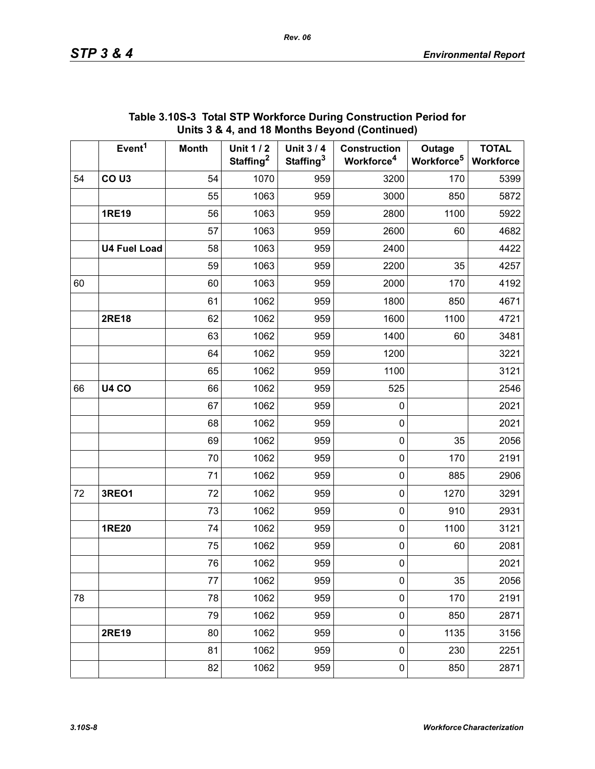### Table 3.10S-3 Total STP Workforce During Construction Period for Units 3 & 4, and 18 Months Beyond (Continued)

| | Event[1] | Month | Unit 1 / 2 Staffing[2] | Unit 3 / 4 Staffing[3] | Construction Workforce[4] | Outage Workforce[5] | TOTAL Workforce |
|---|---|---|---|---|---|---|---|
| 54 | **CO U3** | 54 | 1070 | 959 | 3200 | 170 | 5399 |
| | | 55 | 1063 | 959 | 3000 | 850 | 5872 |
| | **1RE19** | 56 | 1063 | 959 | 2800 | 1100 | 5922 |
| | | 57 | 1063 | 959 | 2600 | 60 | 4682 |
| | **U4 Fuel Load** | 58 | 1063 | 959 | 2400 | | 4422 |
| | | 59 | 1063 | 959 | 2200 | 35 | 4257 |
| 60 | | 60 | 1063 | 959 | 2000 | 170 | 4192 |
| | | 61 | 1062 | 959 | 1800 | 850 | 4671 |
| | **2RE18** | 62 | 1062 | 959 | 1600 | 1100 | 4721 |
| | | 63 | 1062 | 959 | 1400 | 60 | 3481 |
| | | 64 | 1062 | 959 | 1200 | | 3221 |
| | | 65 | 1062 | 959 | 1100 | | 3121 |
| 66 | **U4 CO** | 66 | 1062 | 959 | 525 | | 2546 |
| | | 67 | 1062 | 959 | 0 | | 2021 |
| | | 68 | 1062 | 959 | 0 | | 2021 |
| | | 69 | 1062 | 959 | 0 | 35 | 2056 |
| | | 70 | 1062 | 959 | 0 | 170 | 2191 |
| | | 71 | 1062 | 959 | 0 | 885 | 2906 |
| 72 | **3REO1** | 72 | 1062 | 959 | 0 | 1270 | 3291 |
| | | 73 | 1062 | 959 | 0 | 910 | 2931 |
| | **1RE20** | 74 | 1062 | 959 | 0 | 1100 | 3121 |
| | | 75 | 1062 | 959 | 0 | 60 | 2081 |
| | | 76 | 1062 | 959 | 0 | | 2021 |
| | | 77 | 1062 | 959 | 0 | 35 | 2056 |
| 78 | | 78 | 1062 | 959 | 0 | 170 | 2191 |
| | | 79 | 1062 | 959 | 0 | 850 | 2871 |
| | **2RE19** | 80 | 1062 | 959 | 0 | 1135 | 3156 |
| | | 81 | 1062 | 959 | 0 | 230 | 2251 |
| | | 82 | 1062 | 959 | 0 | 850 | 2871 |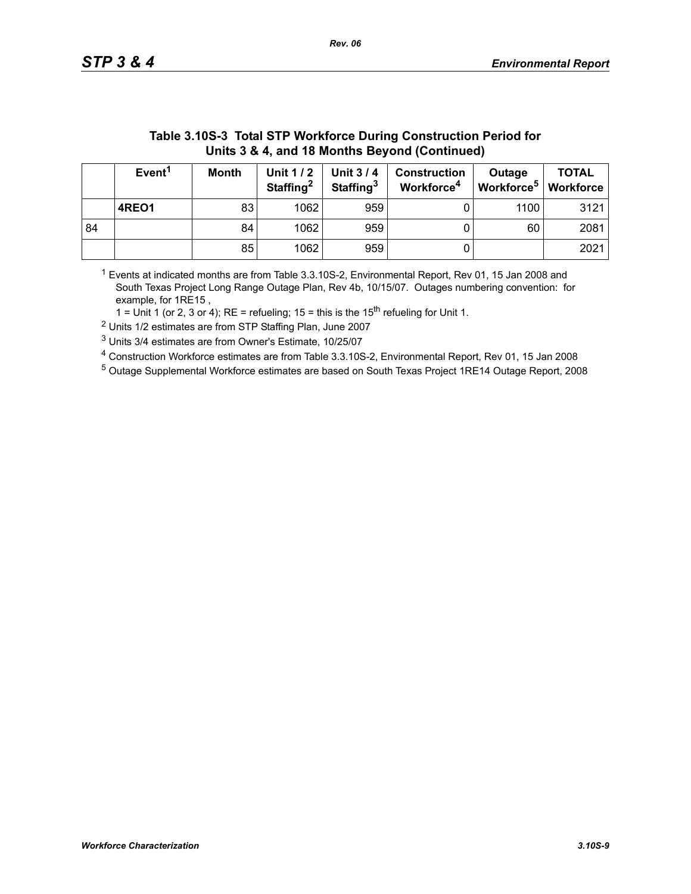**Table 3.10S-3 Total STP Workforce During Construction Period for Units 3 & 4, and 18 Months Beyond (Continued)**

| | Event[1] | Month | Unit 1 / 2 Staffing[2] | Unit 3 / 4 Staffing[3] | Construction Workforce[4] | Outage Workforce[5] | TOTAL Workforce |
|---|---|---|---|---|---|---|---|
| | **4REO1** | 83 | 1062 | 959 | 0 | 1100 | 3121 |
| 84 | | 84 | 1062 | 959 | 0 | 60 | 2081 |
| | | 85 | 1062 | 959 | 0 | | 2021 |

[1] Events at indicated months are from Table 3.3.10S-2, Environmental Report, Rev 01, 15 Jan 2008 and South Texas Project Long Range Outage Plan, Rev 4b, 10/15/07. Outages numbering convention: for example, for 1RE15 ,
1 = Unit 1 (or 2, 3 or 4); RE = refueling; 15 = this is the 15th refueling for Unit 1.

[2] Units 1/2 estimates are from STP Staffing Plan, June 2007

[3] Units 3/4 estimates are from Owner's Estimate, 10/25/07

[4] Construction Workforce estimates are from Table 3.3.10S-2, Environmental Report, Rev 01, 15 Jan 2008

[5] Outage Supplemental Workforce estimates are based on South Texas Project 1RE14 Outage Report, 2008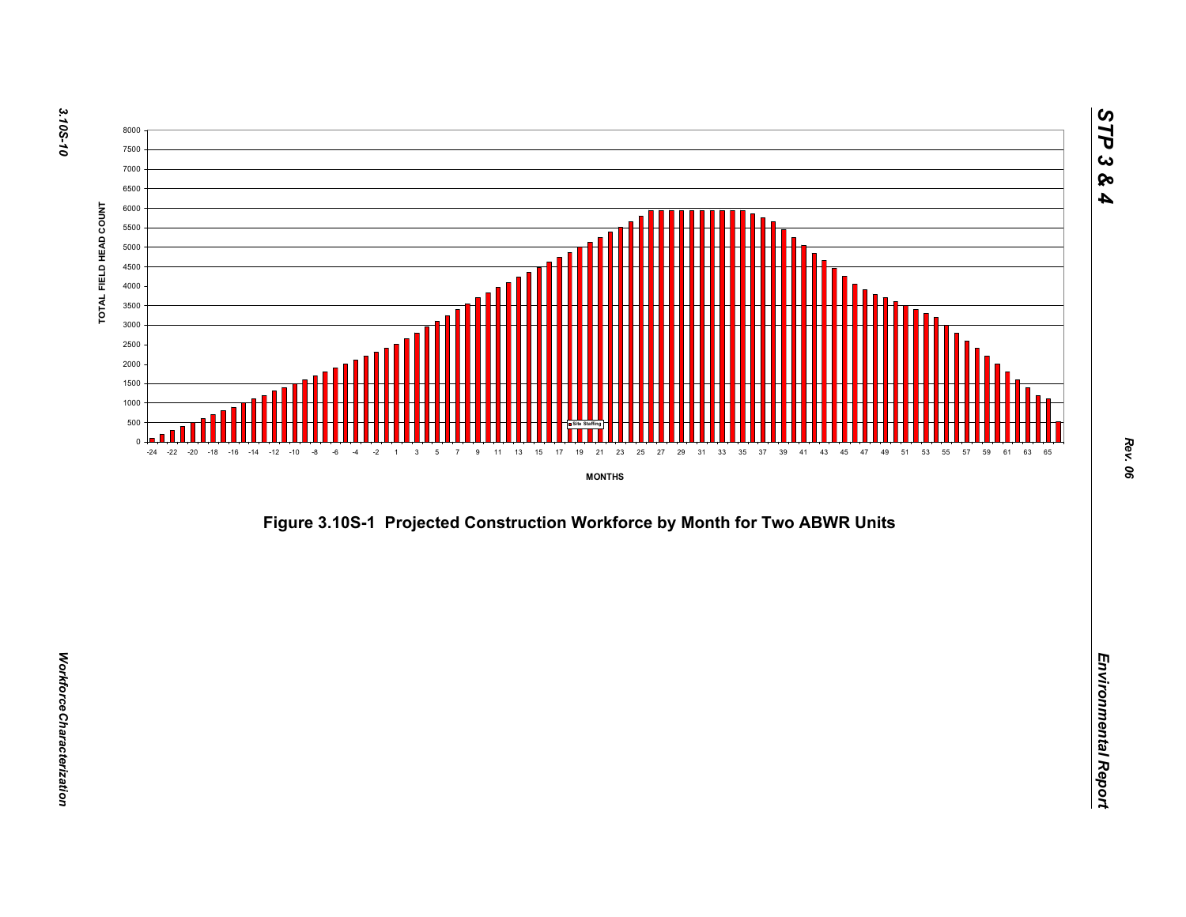Figure 3.10S-1  Projected Construction Workforce by Month for Two ABWR Units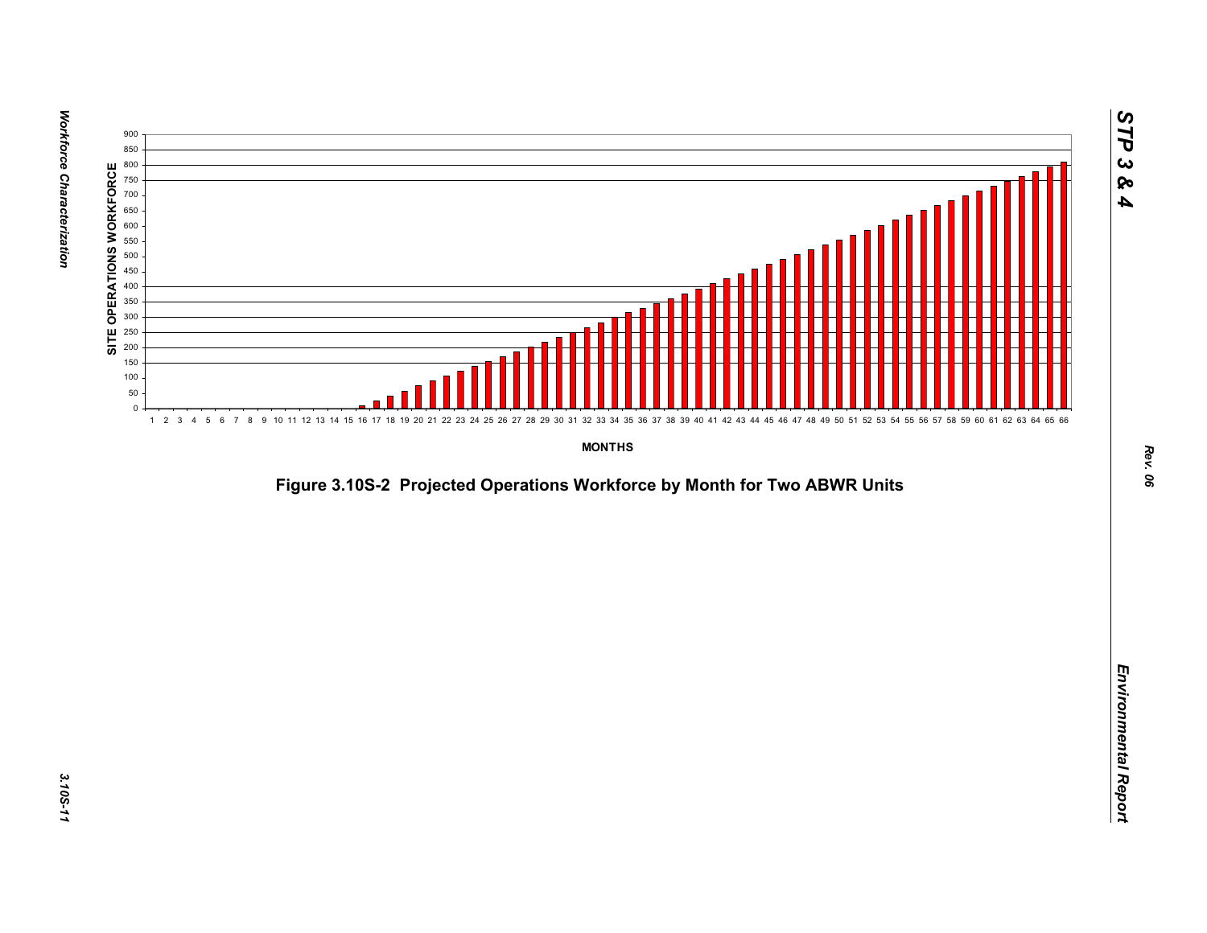Figure 3.10S-2 Projected Operations Workforce by Month for Two ABWR Units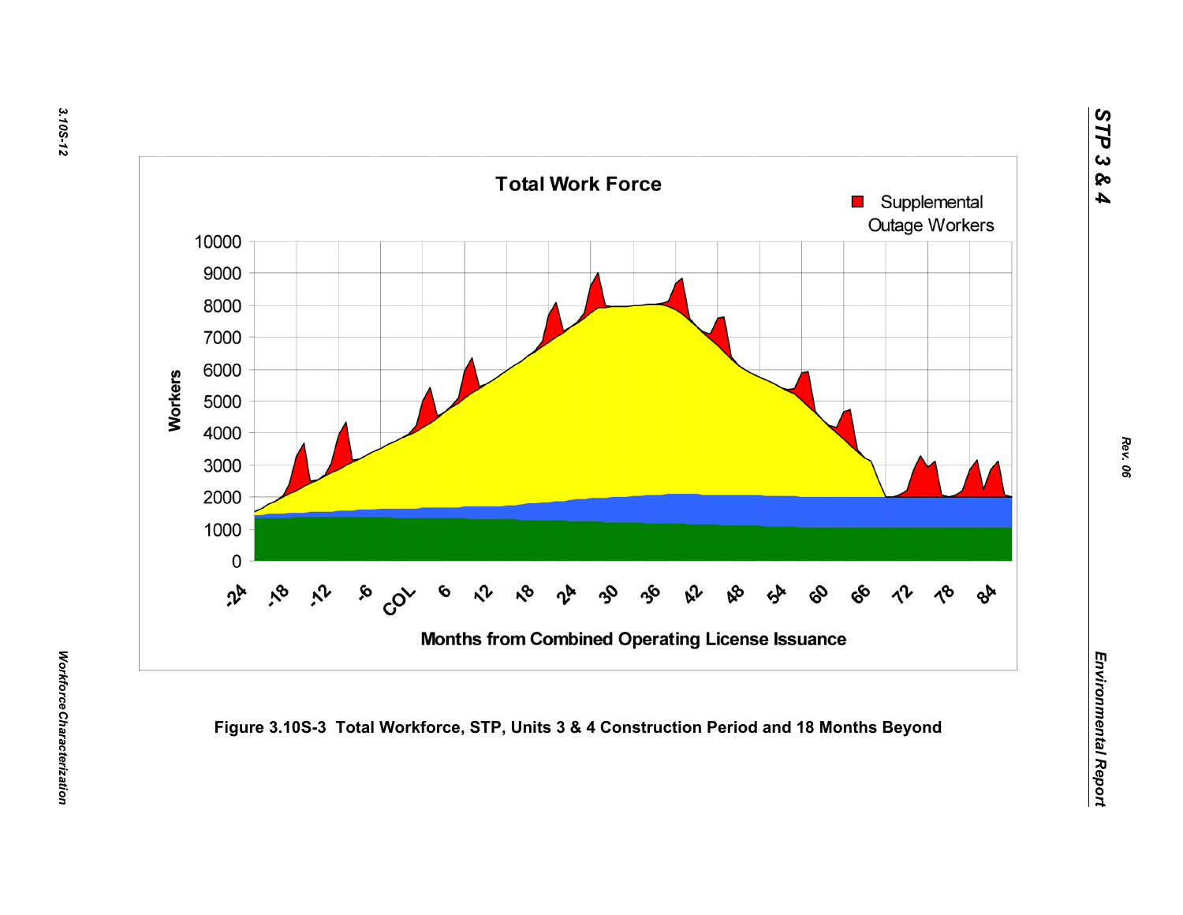Total Work Force

Supplemental Outage Workers

10000
9000
8000
7000
6000
5000
4000
3000
2000
1000
0

Workers

-24 -18 -12 -6 COL 6 12 18 24 30 36 42 48 54 60 66 72 78 84

Months from Combined Operating License Issuance

Figure 3.10S-3 Total Workforce, STP, Units 3 & 4 Construction Period and 18 Months Beyond